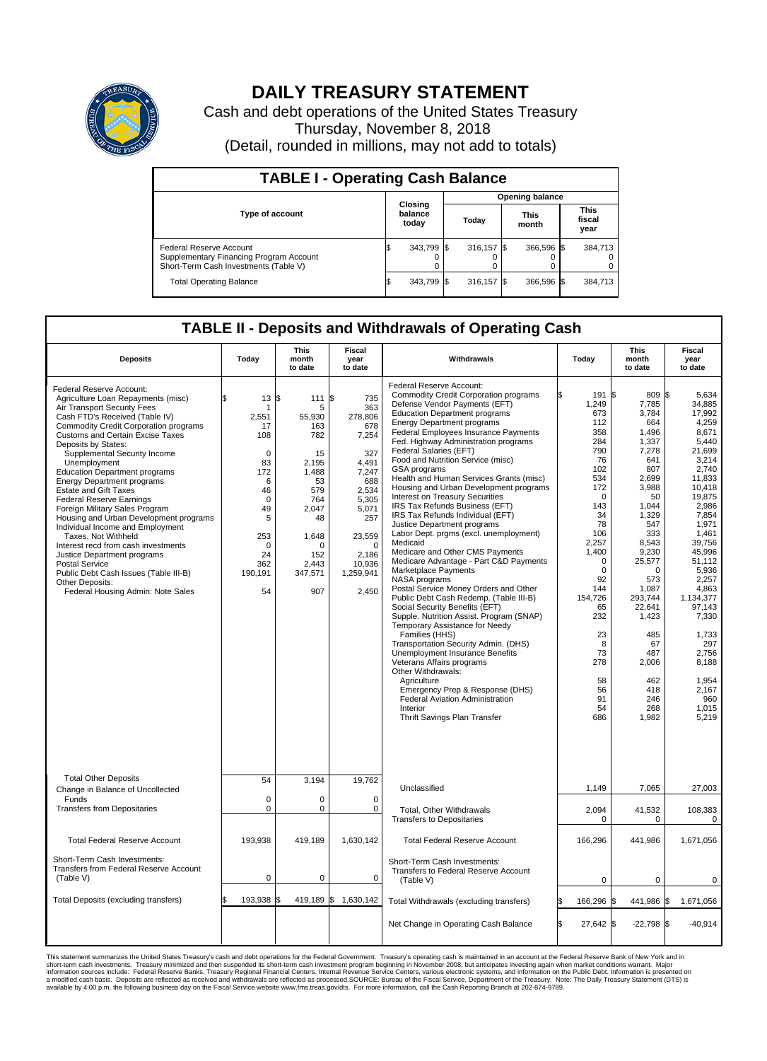# DAILY TREASURY STATEMENT

Cash and debt operations of the United States Treasury
Thursday, November 8, 2018
(Detail, rounded in millions, may not add to totals)

## TABLE I - Operating Cash Balance

| Type of account | Closing balance today | Opening balance Today | Opening balance This month | Opening balance This fiscal year |
|---|---|---|---|---|
| Federal Reserve Account | $ 343,799 | $ 316,157 | $ 366,596 | $ 384,713 |
| Supplementary Financing Program Account | 0 | 0 | 0 | 0 |
| Short-Term Cash Investments (Table V) | 0 | 0 | 0 | 0 |
| Total Operating Balance | $ 343,799 | $ 316,157 | $ 366,596 | $ 384,713 |

## TABLE II - Deposits and Withdrawals of Operating Cash

| Deposits | Today | This month to date | Fiscal year to date |
|---|---|---|---|
| Federal Reserve Account: | | | |
| Agriculture Loan Repayments (misc) | $ 13 | $ 111 | $ 735 |
| Air Transport Security Fees | 1 | 5 | 363 |
| Cash FTD's Received (Table IV) | 2,551 | 55,930 | 278,806 |
| Commodity Credit Corporation programs | 17 | 163 | 678 |
| Customs and Certain Excise Taxes | 108 | 782 | 7,254 |
| Deposits by States: | | | |
| Supplemental Security Income | 0 | 15 | 327 |
| Unemployment | 83 | 2,195 | 4,491 |
| Education Department programs | 172 | 1,488 | 7,247 |
| Energy Department programs | 6 | 53 | 688 |
| Estate and Gift Taxes | 46 | 579 | 2,534 |
| Federal Reserve Earnings | 0 | 764 | 5,305 |
| Foreign Military Sales Program | 49 | 2,047 | 5,071 |
| Housing and Urban Development programs | 5 | 48 | 257 |
| Individual Income and Employment Taxes, Not Withheld | 253 | 1,648 | 23,559 |
| Interest recd from cash investments | 0 | 0 | 0 |
| Justice Department programs | 24 | 152 | 2,186 |
| Postal Service | 362 | 2,443 | 10,936 |
| Public Debt Cash Issues (Table III-B) | 190,191 | 347,571 | 1,259,941 |
| Other Deposits: | | | |
| Federal Housing Admin: Note Sales | 54 | 907 | 2,450 |
| Total Other Deposits | 54 | 3,194 | 19,762 |
| Change in Balance of Uncollected Funds | 0 | 0 | 0 |
| Transfers from Depositaries | 0 | 0 | 0 |
| Total Federal Reserve Account | 193,938 | 419,189 | 1,630,142 |
| Short-Term Cash Investments: Transfers from Federal Reserve Account (Table V) | 0 | 0 | 0 |
| Total Deposits (excluding transfers) | $ 193,938 | $ 419,189 | $ 1,630,142 |

| Withdrawals | Today | This month to date | Fiscal year to date |
|---|---|---|---|
| Federal Reserve Account: | | | |
| Commodity Credit Corporation programs | $ 191 | $ 809 | $ 5,634 |
| Defense Vendor Payments (EFT) | 1,249 | 7,785 | 34,885 |
| Education Department programs | 673 | 3,784 | 17,992 |
| Energy Department programs | 112 | 664 | 4,259 |
| Federal Employees Insurance Payments | 358 | 1,496 | 8,671 |
| Fed. Highway Administration programs | 284 | 1,337 | 5,440 |
| Federal Salaries (EFT) | 790 | 7,278 | 21,699 |
| Food and Nutrition Service (misc) | 76 | 641 | 3,214 |
| GSA programs | 102 | 807 | 2,740 |
| Health and Human Services Grants (misc) | 534 | 2,699 | 11,833 |
| Housing and Urban Development programs | 172 | 3,988 | 10,418 |
| Interest on Treasury Securities | 0 | 50 | 19,875 |
| IRS Tax Refunds Business (EFT) | 143 | 1,044 | 2,986 |
| IRS Tax Refunds Individual (EFT) | 34 | 1,329 | 7,854 |
| Justice Department programs | 78 | 547 | 1,971 |
| Labor Dept. prgms (excl. unemployment) | 106 | 333 | 1,461 |
| Medicaid | 2,257 | 8,543 | 39,756 |
| Medicare and Other CMS Payments | 1,400 | 9,230 | 45,996 |
| Medicare Advantage - Part C&D Payments | 0 | 25,577 | 51,112 |
| Marketplace Payments | 0 | 0 | 5,936 |
| NASA programs | 92 | 573 | 2,257 |
| Postal Service Money Orders and Other | 144 | 1,087 | 4,863 |
| Public Debt Cash Redemp. (Table III-B) | 154,726 | 293,744 | 1,134,377 |
| Social Security Benefits (EFT) | 65 | 22,641 | 97,143 |
| Supple. Nutrition Assist. Program (SNAP) | 232 | 1,423 | 7,330 |
| Temporary Assistance for Needy Families (HHS) | 23 | 485 | 1,733 |
| Transportation Security Admin. (DHS) | 8 | 67 | 297 |
| Unemployment Insurance Benefits | 73 | 487 | 2,756 |
| Veterans Affairs programs | 278 | 2,006 | 8,188 |
| Other Withdrawals: | | | |
| Agriculture | 58 | 462 | 1,954 |
| Emergency Prep & Response (DHS) | 56 | 418 | 2,167 |
| Federal Aviation Administration | 91 | 246 | 960 |
| Interior | 54 | 268 | 1,015 |
| Thrift Savings Plan Transfer | 686 | 1,982 | 5,219 |
| Unclassified | 1,149 | 7,065 | 27,003 |
| Total, Other Withdrawals | 2,094 | 41,532 | 108,383 |
| Transfers to Depositaries | 0 | 0 | 0 |
| Total Federal Reserve Account | 166,296 | 441,986 | 1,671,056 |
| Short-Term Cash Investments: Transfers to Federal Reserve Account (Table V) | 0 | 0 | 0 |
| Total Withdrawals (excluding transfers) | $ 166,296 | $ 441,986 | $ 1,671,056 |
| Net Change in Operating Cash Balance | $ 27,642 | $ -22,798 | $ -40,914 |

This statement summarizes the United States Treasury's cash and debt operations for the Federal Government. Treasury's operating cash is maintained in an account at the Federal Reserve Bank of New York and in short-term cash investments. Treasury minimized and then suspended its short-term cash investment program beginning in November 2008, but anticipates investing again when market conditions warrant. Major information sources include: Federal Reserve Banks, Treasury Regional Financial Centers, Internal Revenue Service Centers, various electronic systems, and information on the Public Debt. Information is presented on a modified cash basis. Deposits are reflected as received and withdrawals are reflected as processed.SOURCE: Bureau of the Fiscal Service, Department of the Treasury. Note: The Daily Treasury Statement (DTS) is available by 4:00 p.m. the following business day on the Fiscal Service website www.fms.treas.gov/dts. For more information, call the Cash Reporting Branch at 202-874-9789.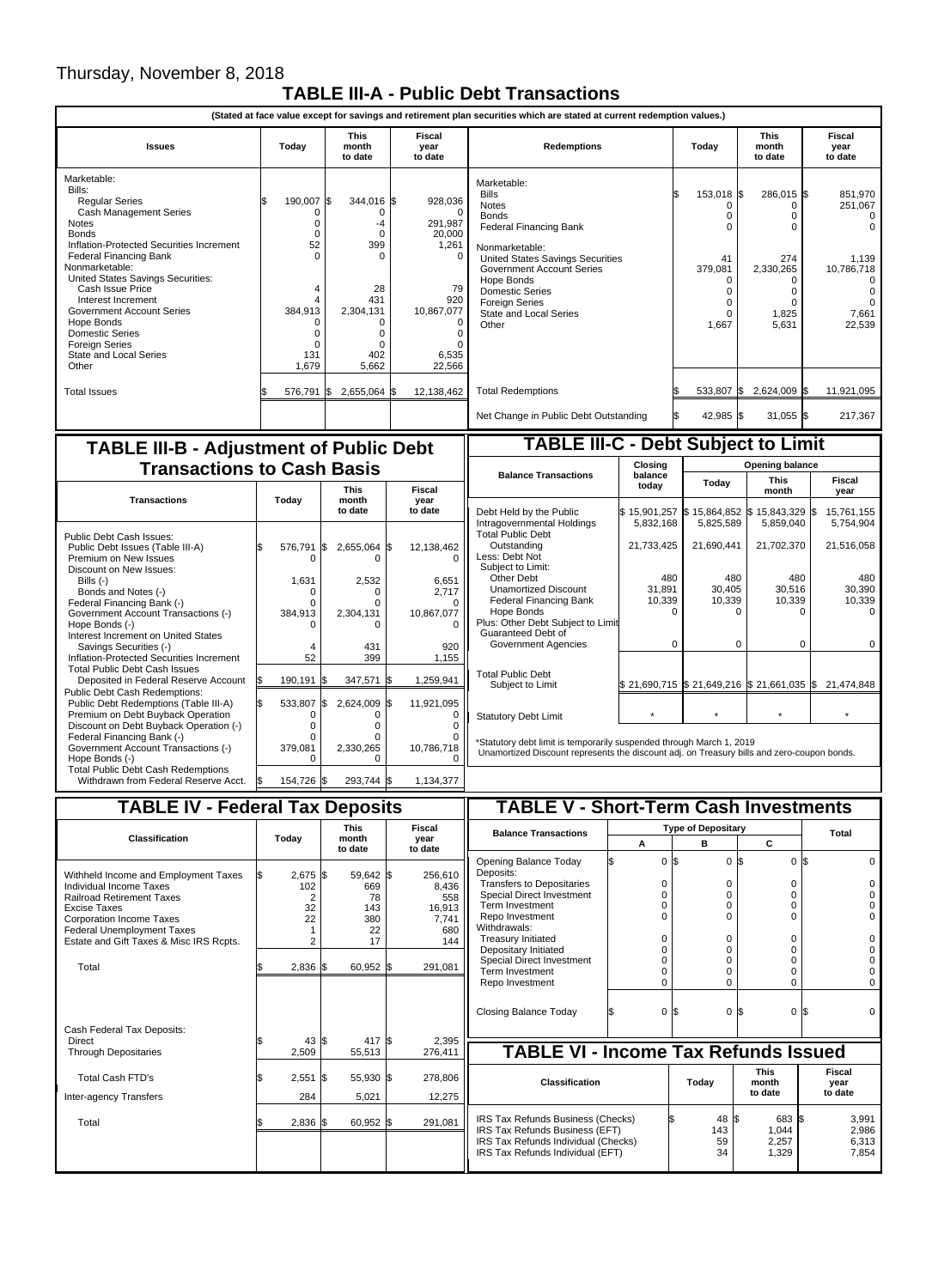Thursday, November 8, 2018

# TABLE III-A - Public Debt Transactions

(Stated at face value except for savings and retirement plan securities which are stated at current redemption values.)

| Issues | Today | This month to date | Fiscal year to date | Redemptions | Today | This month to date | Fiscal year to date |
|---|---|---|---|---|---|---|---|
| Marketable: | | | | Marketable: | | | |
| Bills: | | | | Bills | $ 153,018 | $ 286,015 | $ 851,970 |
| Regular Series | $ 190,007 | $ 344,016 | $ 928,036 | Notes | 0 | 0 | 251,067 |
| Cash Management Series | 0 | 0 | 0 | Bonds | 0 | 0 | 0 |
| Notes | 0 | -4 | 291,987 | Federal Financing Bank | 0 | 0 | 0 |
| Bonds | 0 | 0 | 20,000 | | | | |
| Inflation-Protected Securities Increment | 52 | 399 | 1,261 | Nonmarketable: | | | |
| Federal Financing Bank | 0 | 0 | 0 | United States Savings Securities | 41 | 274 | 1,139 |
| Nonmarketable: | | | | Government Account Series | 379,081 | 2,330,265 | 10,786,718 |
| United States Savings Securities: | | | | Hope Bonds | 0 | 0 | 0 |
| Cash Issue Price | 4 | 28 | 79 | Domestic Series | 0 | 0 | 0 |
| Interest Increment | 4 | 431 | 920 | Foreign Series | 0 | 0 | 0 |
| Government Account Series | 384,913 | 2,304,131 | 10,867,077 | State and Local Series | 0 | 1,825 | 7,661 |
| Hope Bonds | 0 | 0 | 0 | Other | 1,667 | 5,631 | 22,539 |
| Domestic Series | 0 | 0 | 0 | | | | |
| Foreign Series | 0 | 0 | 0 | | | | |
| State and Local Series | 131 | 402 | 6,535 | | | | |
| Other | 1,679 | 5,662 | 22,566 | | | | |
| Total Issues | $ 576,791 | $ 2,655,064 | $ 12,138,462 | Total Redemptions | $ 533,807 | $ 2,624,009 | $ 11,921,095 |
| | | | | Net Change in Public Debt Outstanding | $ 42,985 | $ 31,055 | $ 217,367 |

# TABLE III-B - Adjustment of Public Debt Transactions to Cash Basis

| Transactions | Today | This month to date | Fiscal year to date |
|---|---|---|---|
| Public Debt Cash Issues: | | | |
| Public Debt Issues (Table III-A) | $ 576,791 | $ 2,655,064 | $ 12,138,462 |
| Premium on New Issues | 0 | 0 | 0 |
| Discount on New Issues: | | | |
| Bills (-) | 1,631 | 2,532 | 6,651 |
| Bonds and Notes (-) | 0 | 0 | 2,717 |
| Federal Financing Bank (-) | 0 | 0 | 0 |
| Government Account Transactions (-) | 384,913 | 2,304,131 | 10,867,077 |
| Hope Bonds (-) | 0 | 0 | 0 |
| Interest Increment on United States Savings Securities (-) | 4 | 431 | 920 |
| Inflation-Protected Securities Increment | 52 | 399 | 1,155 |
| Total Public Debt Cash Issues Deposited in Federal Reserve Account | $ 190,191 | $ 347,571 | $ 1,259,941 |
| Public Debt Cash Redemptions: | | | |
| Public Debt Redemptions (Table III-A) | $ 533,807 | $ 2,624,009 | $ 11,921,095 |
| Premium on Debt Buyback Operation | 0 | 0 | 0 |
| Discount on Debt Buyback Operation (-) | 0 | 0 | 0 |
| Federal Financing Bank (-) | 0 | 0 | 0 |
| Government Account Transactions (-) | 379,081 | 2,330,265 | 10,786,718 |
| Hope Bonds (-) | 0 | 0 | 0 |
| Total Public Debt Cash Redemptions Withdrawn from Federal Reserve Acct. | $ 154,726 | $ 293,744 | $ 1,134,377 |

# TABLE III-C - Debt Subject to Limit

| Balance Transactions | Closing balance today | Opening balance Today | This month | Fiscal year |
|---|---|---|---|---|
| Debt Held by the Public | $ 15,901,257 | $ 15,864,852 | $ 15,843,329 | $ 15,761,155 |
| Intragovernmental Holdings | 5,832,168 | 5,825,589 | 5,859,040 | 5,754,904 |
| Total Public Debt Outstanding | 21,733,425 | 21,690,441 | 21,702,370 | 21,516,058 |
| Less: Debt Not Subject to Limit: | | | | |
| Other Debt | 480 | 480 | 480 | 480 |
| Unamortized Discount | 31,891 | 30,405 | 30,516 | 30,390 |
| Federal Financing Bank | 10,339 | 10,339 | 10,339 | 10,339 |
| Hope Bonds | 0 | 0 | 0 | 0 |
| Plus: Other Debt Subject to Limit | | | | |
| Guaranteed Debt of Government Agencies | 0 | 0 | 0 | 0 |
| Total Public Debt Subject to Limit | $ 21,690,715 | $ 21,649,216 | $ 21,661,035 | $ 21,474,848 |
| Statutory Debt Limit | * | * | * | * |

*Statutory debt limit is temporarily suspended through March 1, 2019
Unamortized Discount represents the discount adj. on Treasury bills and zero-coupon bonds.

# TABLE IV - Federal Tax Deposits

| Classification | Today | This month to date | Fiscal year to date |
|---|---|---|---|
| Withheld Income and Employment Taxes | $ 2,675 | $ 59,642 | $ 256,610 |
| Individual Income Taxes | 102 | 669 | 8,436 |
| Railroad Retirement Taxes | 2 | 78 | 558 |
| Excise Taxes | 32 | 143 | 16,913 |
| Corporation Income Taxes | 22 | 380 | 7,741 |
| Federal Unemployment Taxes | 1 | 22 | 680 |
| Estate and Gift Taxes & Misc IRS Rcpts. | 2 | 17 | 144 |
| Total | $ 2,836 | $ 60,952 | $ 291,081 |
| Cash Federal Tax Deposits: | | | |
| Direct | $ 43 | $ 417 | $ 2,395 |
| Through Depositaries | 2,509 | 55,513 | 276,411 |
| Total Cash FTD's | $ 2,551 | $ 55,930 | $ 278,806 |
| Inter-agency Transfers | 284 | 5,021 | 12,275 |
| Total | $ 2,836 | $ 60,952 | $ 291,081 |

# TABLE V - Short-Term Cash Investments

| Balance Transactions | Type of Depositary A | B | C | Total |
|---|---|---|---|---|
| Opening Balance Today | $ 0 | $ 0 | $ 0 | $ 0 |
| Deposits: | | | | |
| Transfers to Depositaries | 0 | 0 | 0 | 0 |
| Special Direct Investment | 0 | 0 | 0 | 0 |
| Term Investment | 0 | 0 | 0 | 0 |
| Repo Investment | 0 | 0 | 0 | 0 |
| Withdrawals: | | | | |
| Treasury Initiated | 0 | 0 | 0 | 0 |
| Depositary Initiated | 0 | 0 | 0 | 0 |
| Special Direct Investment | 0 | 0 | 0 | 0 |
| Term Investment | 0 | 0 | 0 | 0 |
| Repo Investment | 0 | 0 | 0 | 0 |
| Closing Balance Today | $ 0 | $ 0 | $ 0 | $ 0 |

# TABLE VI - Income Tax Refunds Issued

| Classification | Today | This month to date | Fiscal year to date |
|---|---|---|---|
| IRS Tax Refunds Business (Checks) | $ 48 | $ 683 | $ 3,991 |
| IRS Tax Refunds Business (EFT) | 143 | 1,044 | 2,986 |
| IRS Tax Refunds Individual (Checks) | 59 | 2,257 | 6,313 |
| IRS Tax Refunds Individual (EFT) | 34 | 1,329 | 7,854 |